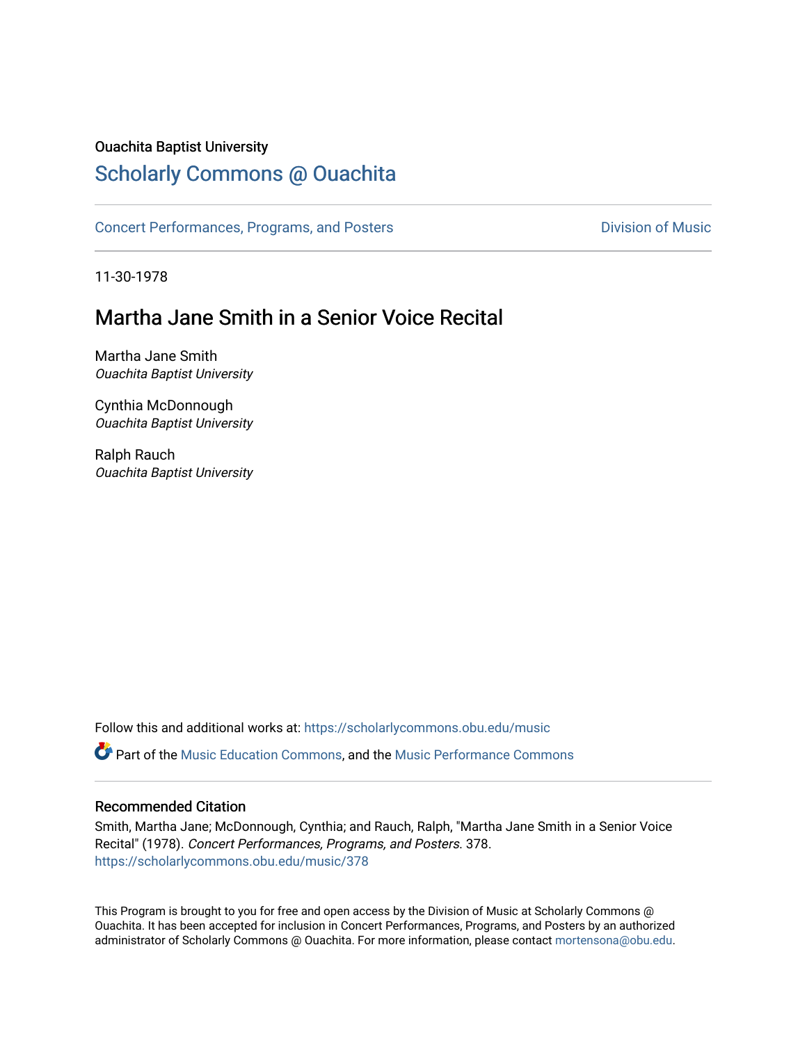Ouachita Baptist University

# Scholarly Commons @ Ouachita

Concert Performances, Programs, and Posters

Division of Music

11-30-1978

## Martha Jane Smith in a Senior Voice Recital

Martha Jane Smith
*Ouachita Baptist University*

Cynthia McDonnough
*Ouachita Baptist University*

Ralph Rauch
*Ouachita Baptist University*

Follow this and additional works at: https://scholarlycommons.obu.edu/music

Part of the Music Education Commons, and the Music Performance Commons

### Recommended Citation

Smith, Martha Jane; McDonnough, Cynthia; and Rauch, Ralph, "Martha Jane Smith in a Senior Voice Recital" (1978). *Concert Performances, Programs, and Posters*. 378.
https://scholarlycommons.obu.edu/music/378

This Program is brought to you for free and open access by the Division of Music at Scholarly Commons @ Ouachita. It has been accepted for inclusion in Concert Performances, Programs, and Posters by an authorized administrator of Scholarly Commons @ Ouachita. For more information, please contact mortensona@obu.edu.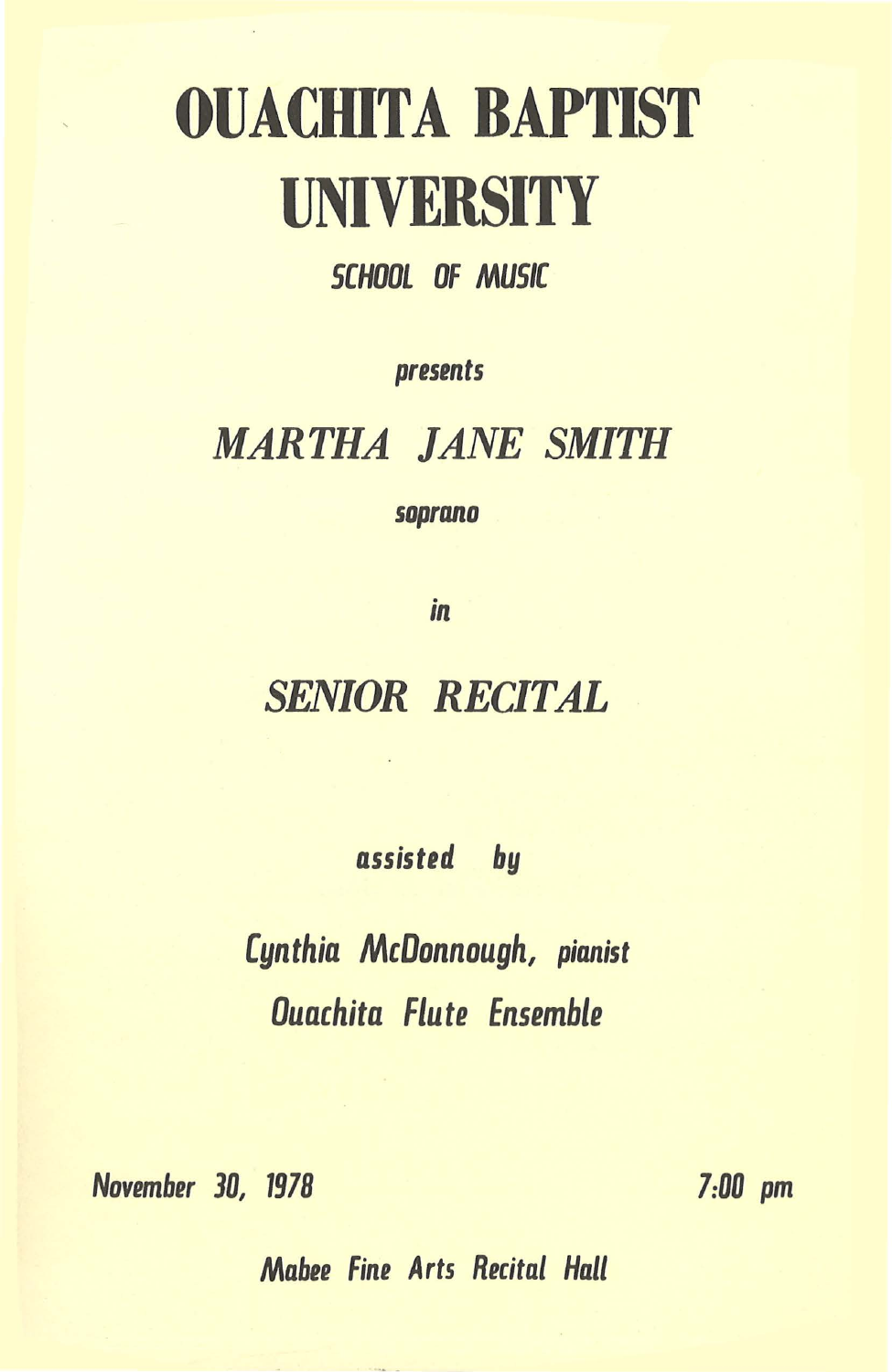# OUACHITA BAPTIST UNIVERSITY

## SCHOOL OF MUSIC

*presents*

## *MARTHA JANE SMITH*

*soprano*

*in*

## *SENIOR RECITAL*

*assisted by*

*Cynthia McDonnough, pianist*

*Ouachita Flute Ensemble*

*November 30, 1978*

*7:00 pm*

*Mabee Fine Arts Recital Hall*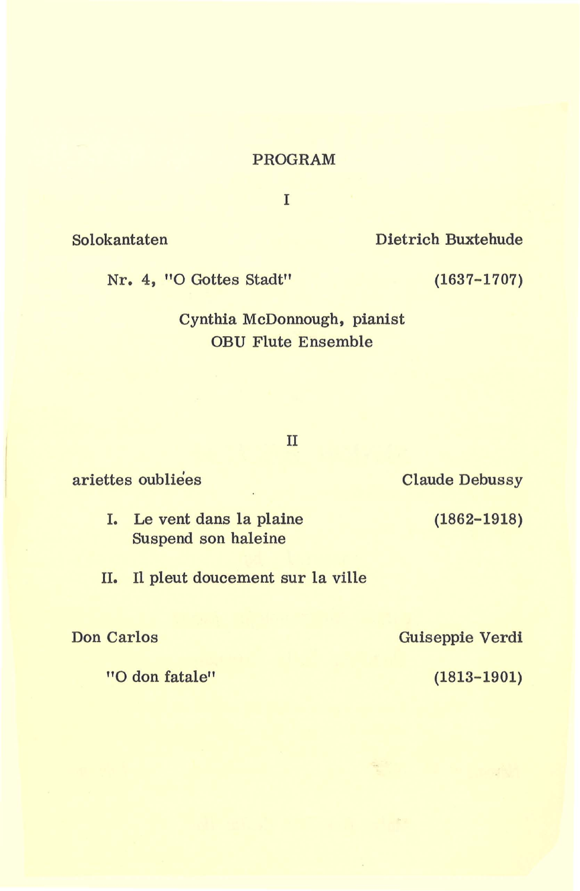# PROGRAM

## I

Solokantaten — Dietrich Buxtehude

Nr. 4, "O Gottes Stadt" — (1637-1707)

Cynthia McDonnough, pianist
OBU Flute Ensemble

## II

ariettes oubliées — Claude Debussy

I. Le vent dans la plaine
Suspend son haleine — (1862-1918)

II. Il pleut doucement sur la ville

Don Carlos — Guiseppie Verdi

"O don fatale" — (1813-1901)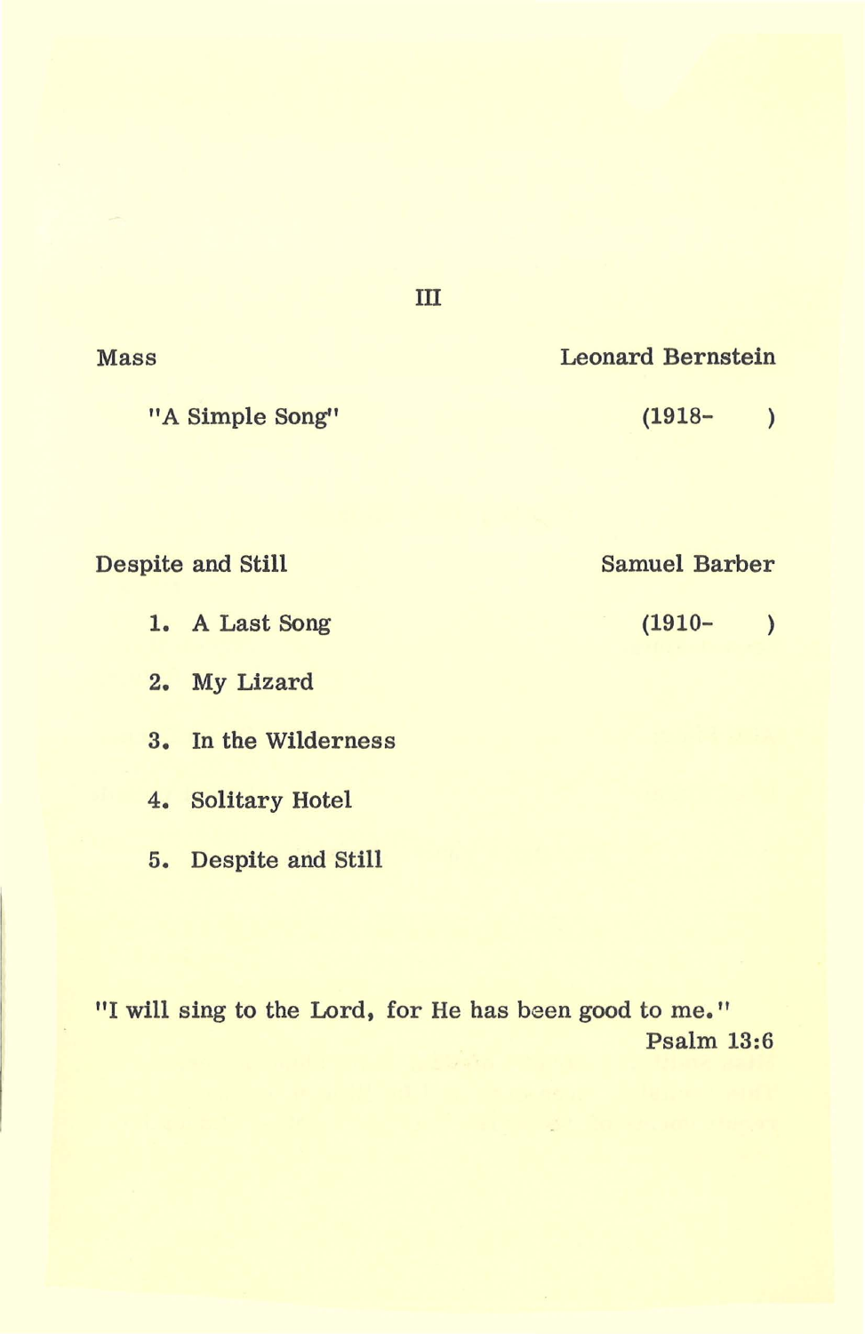## III

Mass — Leonard Bernstein (1918- )

"A Simple Song"

Despite and Still — Samuel Barber (1910- )

1. A Last Song
2. My Lizard
3. In the Wilderness
4. Solitary Hotel
5. Despite and Still

"I will sing to the Lord, for He has been good to me."
Psalm 13:6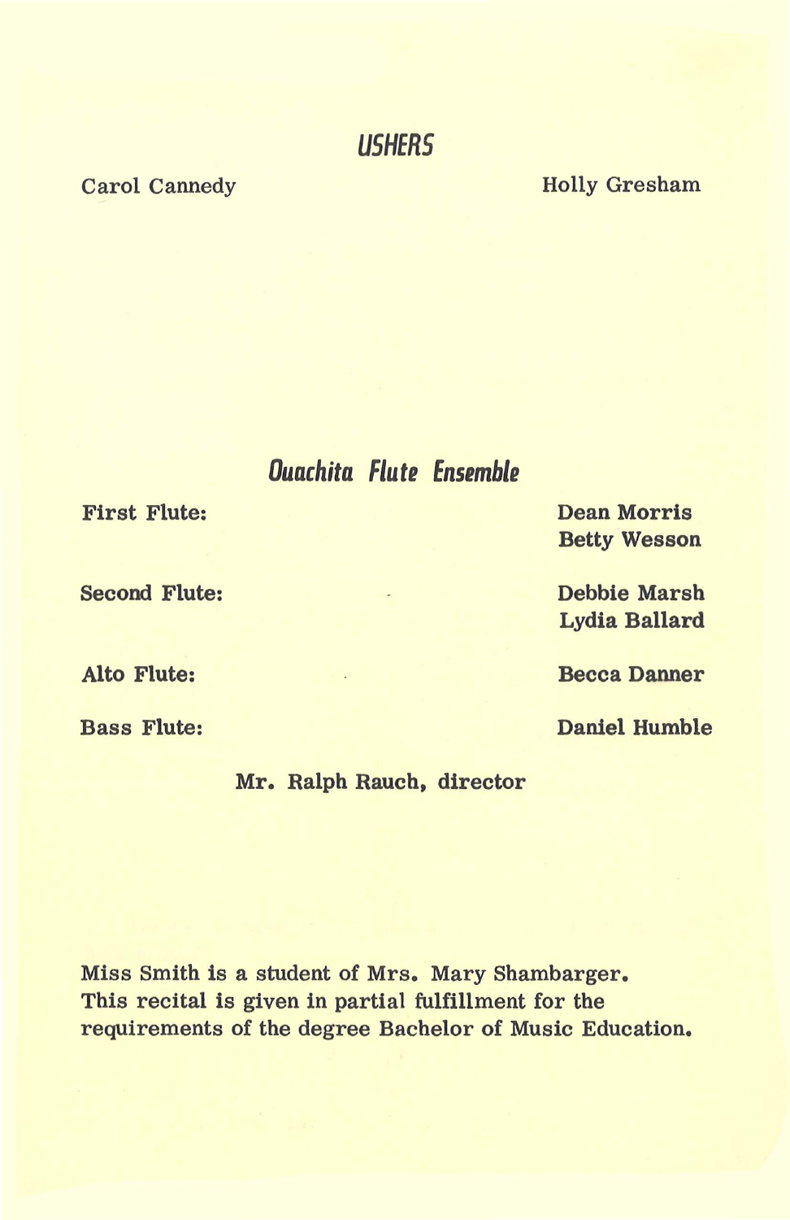## *USHERS*

Carol Cannedy | Holly Gresham

## *Ouachita Flute Ensemble*

| | |
|---|---|
| **First Flute:** | **Dean Morris**<br>**Betty Wesson** |
| **Second Flute:** | **Debbie Marsh**<br>**Lydia Ballard** |
| **Alto Flute:** | **Becca Danner** |
| **Bass Flute:** | **Daniel Humble** |

**Mr. Ralph Rauch, director**

**Miss Smith is a student of Mrs. Mary Shambarger. This recital is given in partial fulfillment for the requirements of the degree Bachelor of Music Education.**